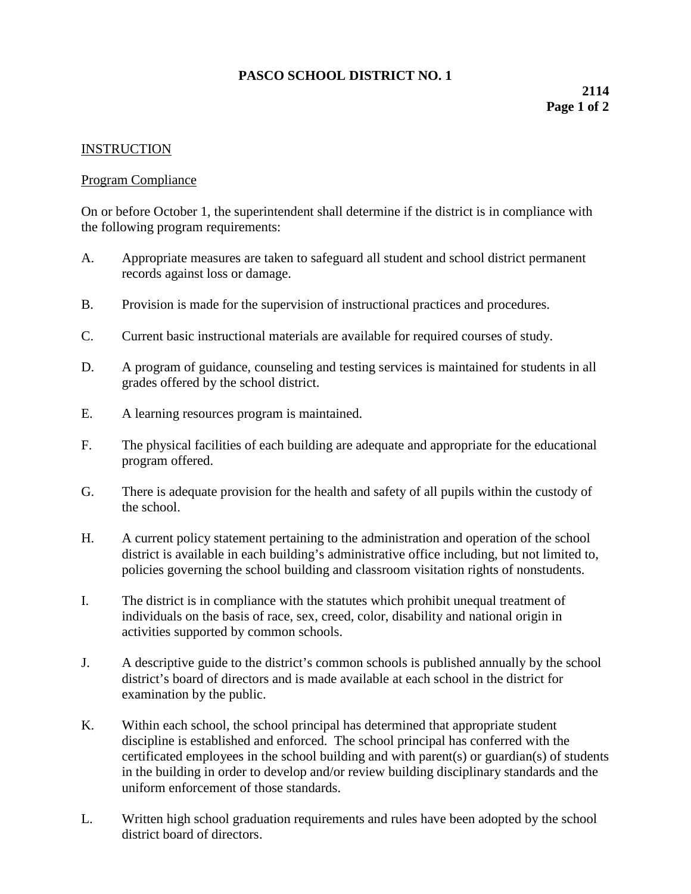# PASCO SCHOOL DISTRICT NO. 1

**2114**

## INSTRUCTION

### Program Compliance

On or before October 1, the superintendent shall determine if the district is in compliance with the following program requirements:

A. Appropriate measures are taken to safeguard all student and school district permanent records against loss or damage.

B. Provision is made for the supervision of instructional practices and procedures.

C. Current basic instructional materials are available for required courses of study.

D. A program of guidance, counseling and testing services is maintained for students in all grades offered by the school district.

E. A learning resources program is maintained.

F. The physical facilities of each building are adequate and appropriate for the educational program offered.

G. There is adequate provision for the health and safety of all pupils within the custody of the school.

H. A current policy statement pertaining to the administration and operation of the school district is available in each building's administrative office including, but not limited to, policies governing the school building and classroom visitation rights of nonstudents.

I. The district is in compliance with the statutes which prohibit unequal treatment of individuals on the basis of race, sex, creed, color, disability and national origin in activities supported by common schools.

J. A descriptive guide to the district's common schools is published annually by the school district's board of directors and is made available at each school in the district for examination by the public.

K. Within each school, the school principal has determined that appropriate student discipline is established and enforced. The school principal has conferred with the certificated employees in the school building and with parent(s) or guardian(s) of students in the building in order to develop and/or review building disciplinary standards and the uniform enforcement of those standards.

L. Written high school graduation requirements and rules have been adopted by the school district board of directors.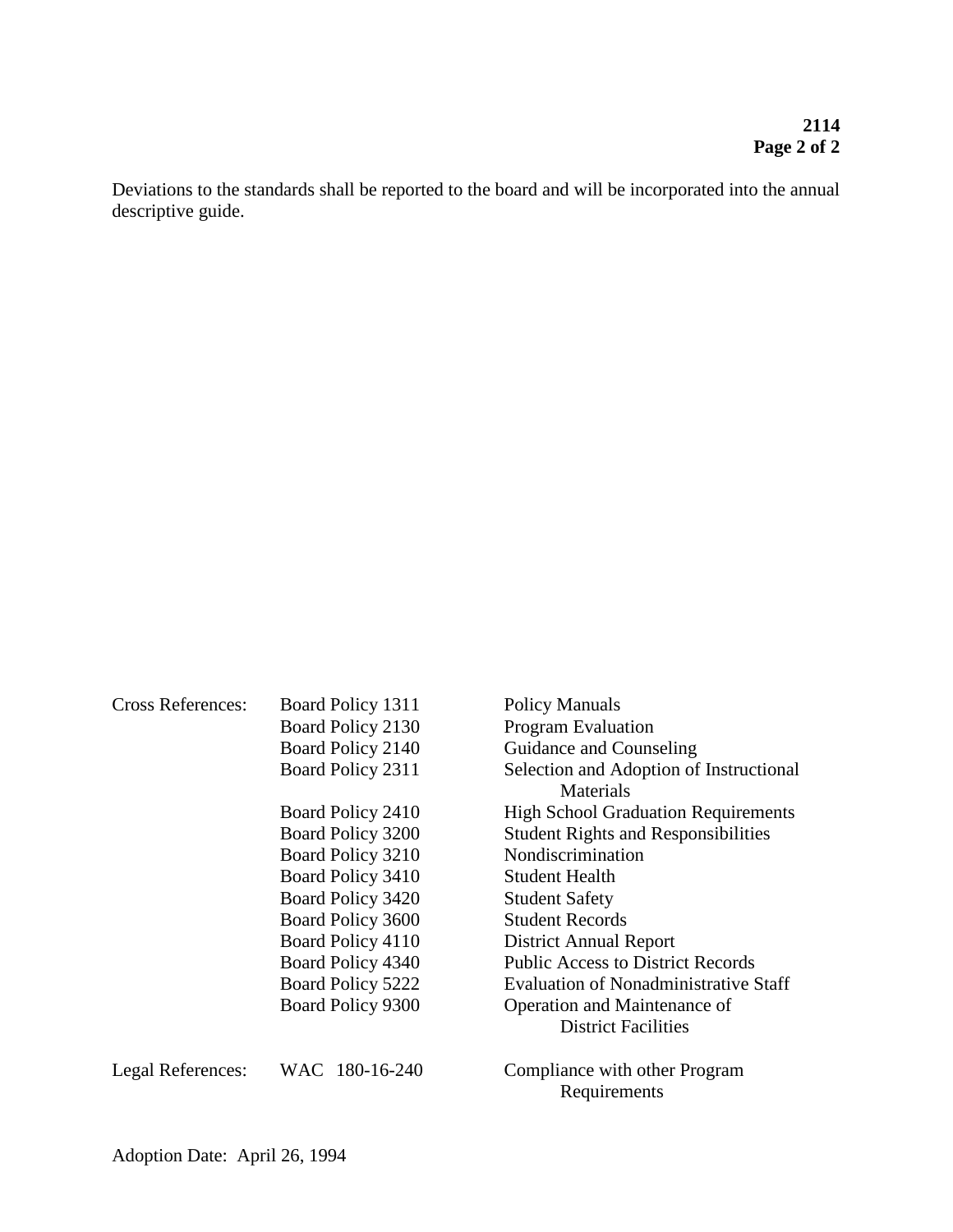Deviations to the standards shall be reported to the board and will be incorporated into the annual descriptive guide.

| | | |
|---|---|---|
| Cross References: | Board Policy 1311 | Policy Manuals |
| | Board Policy 2130 | Program Evaluation |
| | Board Policy 2140 | Guidance and Counseling |
| | Board Policy 2311 | Selection and Adoption of Instructional Materials |
| | Board Policy 2410 | High School Graduation Requirements |
| | Board Policy 3200 | Student Rights and Responsibilities |
| | Board Policy 3210 | Nondiscrimination |
| | Board Policy 3410 | Student Health |
| | Board Policy 3420 | Student Safety |
| | Board Policy 3600 | Student Records |
| | Board Policy 4110 | District Annual Report |
| | Board Policy 4340 | Public Access to District Records |
| | Board Policy 5222 | Evaluation of Nonadministrative Staff |
| | Board Policy 9300 | Operation and Maintenance of District Facilities |
| Legal References: | WAC 180-16-240 | Compliance with other Program Requirements |

Adoption Date: April 26, 1994